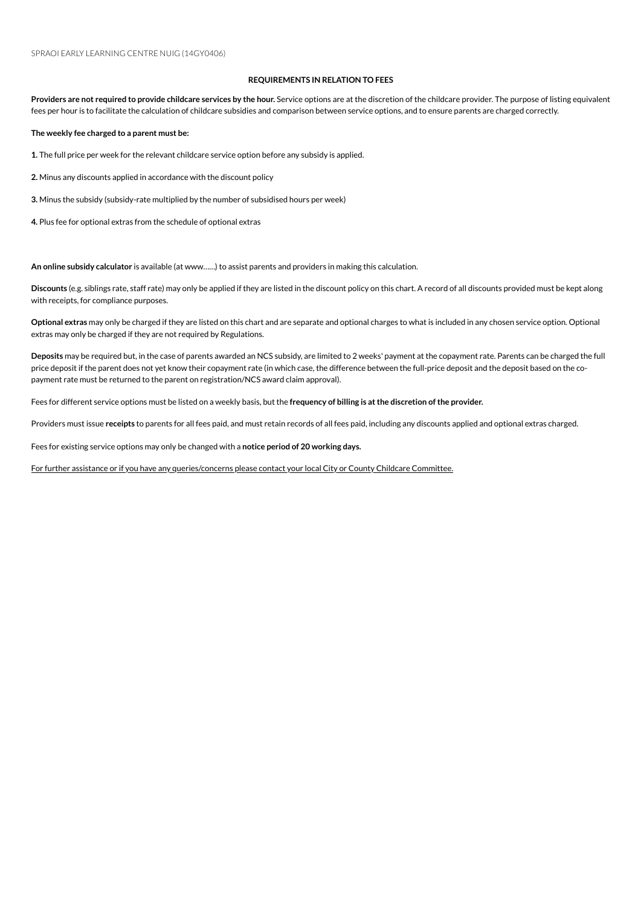SPRAOI EARLY LEARNING CENTRE NUIG (14GY0406)

## REQUIREMENTS IN RELATION TO FEES

**Providers are not required to provide childcare services by the hour.** Service options are at the discretion of the childcare provider. The purpose of listing equivalent fees per hour is to facilitate the calculation of childcare subsidies and comparison between service options, and to ensure parents are charged correctly.

**The weekly fee charged to a parent must be:**

**1.** The full price per week for the relevant childcare service option before any subsidy is applied.

**2.** Minus any discounts applied in accordance with the discount policy

**3.** Minus the subsidy (subsidy-rate multiplied by the number of subsidised hours per week)

**4.** Plus fee for optional extras from the schedule of optional extras

**An online subsidy calculator** is available (at www......) to assist parents and providers in making this calculation.

**Discounts** (e.g. siblings rate, staff rate) may only be applied if they are listed in the discount policy on this chart. A record of all discounts provided must be kept along with receipts, for compliance purposes.

**Optional extras** may only be charged if they are listed on this chart and are separate and optional charges to what is included in any chosen service option. Optional extras may only be charged if they are not required by Regulations.

**Deposits** may be required but, in the case of parents awarded an NCS subsidy, are limited to 2 weeks' payment at the copayment rate. Parents can be charged the full price deposit if the parent does not yet know their copayment rate (in which case, the difference between the full-price deposit and the deposit based on the co-payment rate must be returned to the parent on registration/NCS award claim approval).

Fees for different service options must be listed on a weekly basis, but the **frequency of billing is at the discretion of the provider.**

Providers must issue **receipts** to parents for all fees paid, and must retain records of all fees paid, including any discounts applied and optional extras charged.

Fees for existing service options may only be changed with a **notice period of 20 working days.**

For further assistance or if you have any queries/concerns please contact your local City or County Childcare Committee.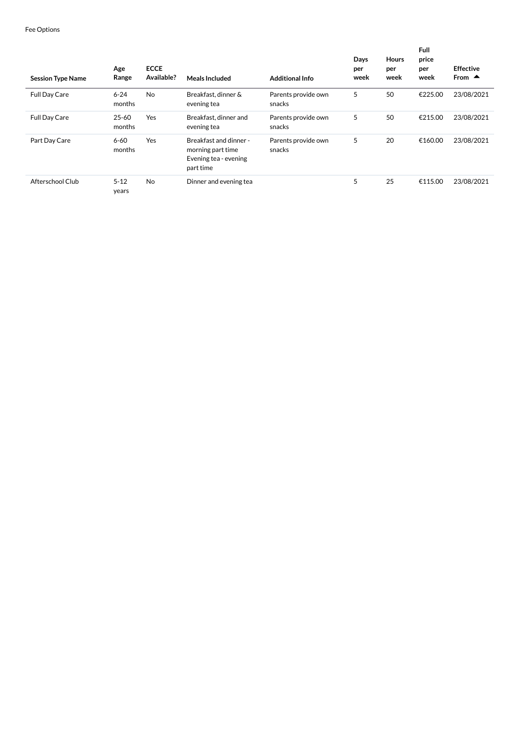Fee Options

| Session Type Name | Age Range | ECCE Available? | Meals Included | Additional Info | Days per week | Hours per week | Full price per week | Effective From ▲ |
|---|---|---|---|---|---|---|---|---|
| Full Day Care | 6-24 months | No | Breakfast, dinner & evening tea | Parents provide own snacks | 5 | 50 | €225.00 | 23/08/2021 |
| Full Day Care | 25-60 months | Yes | Breakfast, dinner and evening tea | Parents provide own snacks | 5 | 50 | €215.00 | 23/08/2021 |
| Part Day Care | 6-60 months | Yes | Breakfast and dinner - morning part time Evening tea - evening part time | Parents provide own snacks | 5 | 20 | €160.00 | 23/08/2021 |
| Afterschool Club | 5-12 years | No | Dinner and evening tea | | 5 | 25 | €115.00 | 23/08/2021 |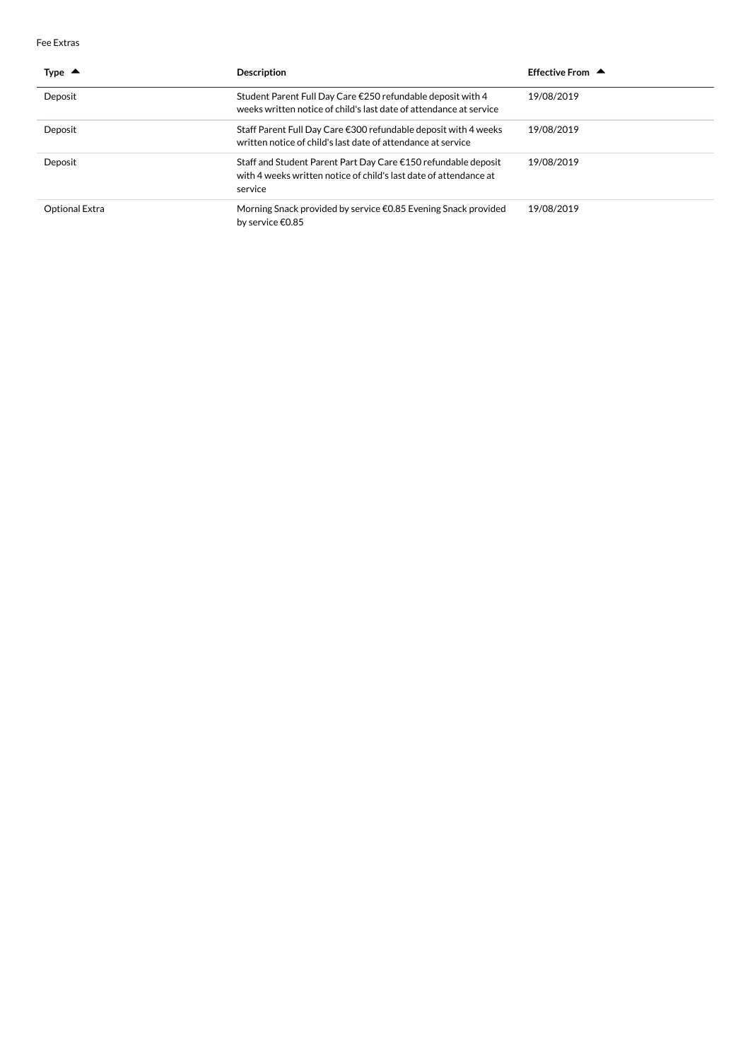Fee Extras

| Type ▲ | Description | Effective From ▲ |
|---|---|---|
| Deposit | Student Parent Full Day Care €250 refundable deposit with 4 weeks written notice of child's last date of attendance at service | 19/08/2019 |
| Deposit | Staff Parent Full Day Care €300 refundable deposit with 4 weeks written notice of child's last date of attendance at service | 19/08/2019 |
| Deposit | Staff and Student Parent Part Day Care €150 refundable deposit with 4 weeks written notice of child's last date of attendance at service | 19/08/2019 |
| Optional Extra | Morning Snack provided by service €0.85 Evening Snack provided by service €0.85 | 19/08/2019 |